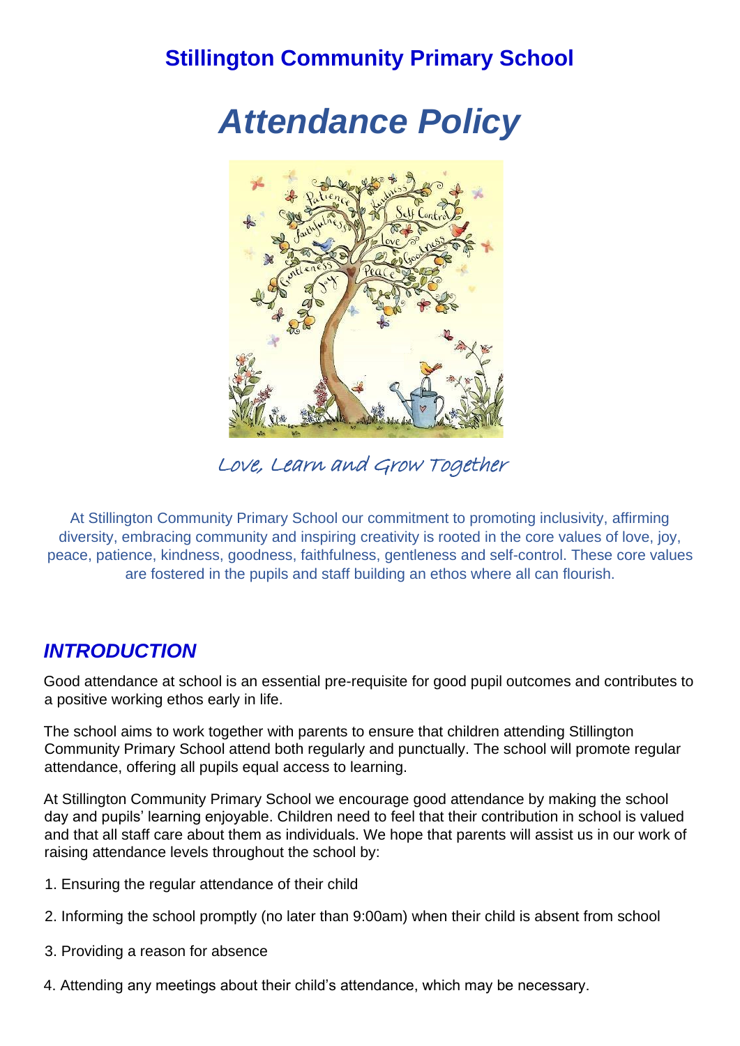# Stillington Community Primary School

# *Attendance Policy*

*Love, Learn and Grow Together*

At Stillington Community Primary School our commitment to promoting inclusivity, affirming diversity, embracing community and inspiring creativity is rooted in the core values of love, joy, peace, patience, kindness, goodness, faithfulness, gentleness and self-control. These core values are fostered in the pupils and staff building an ethos where all can flourish.

## *INTRODUCTION*

Good attendance at school is an essential pre-requisite for good pupil outcomes and contributes to a positive working ethos early in life.

The school aims to work together with parents to ensure that children attending Stillington Community Primary School attend both regularly and punctually. The school will promote regular attendance, offering all pupils equal access to learning.

At Stillington Community Primary School we encourage good attendance by making the school day and pupils' learning enjoyable. Children need to feel that their contribution in school is valued and that all staff care about them as individuals. We hope that parents will assist us in our work of raising attendance levels throughout the school by:

1. Ensuring the regular attendance of their child
2. Informing the school promptly (no later than 9:00am) when their child is absent from school
3. Providing a reason for absence
4. Attending any meetings about their child's attendance, which may be necessary.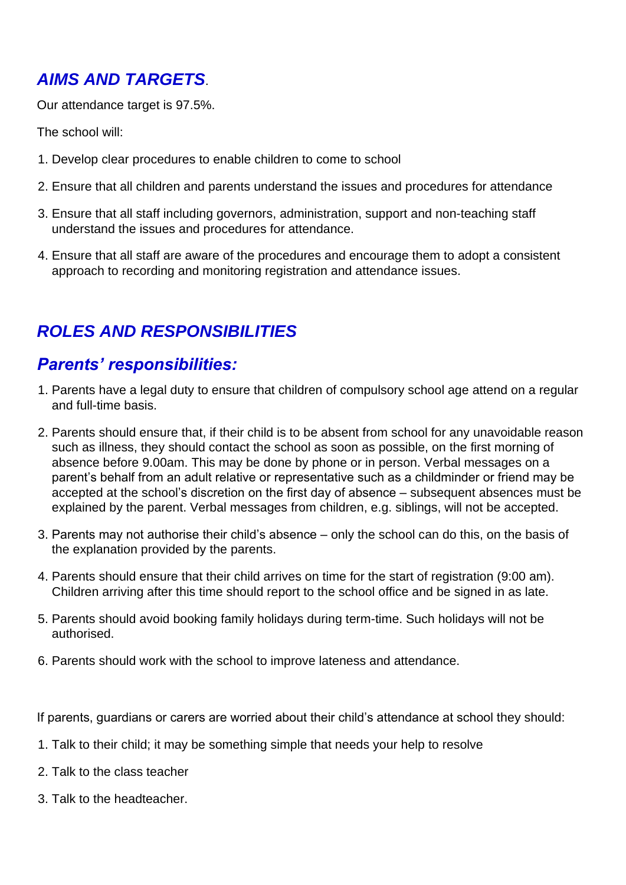## ***AIMS AND TARGETS***.

Our attendance target is 97.5%.

The school will:

1. Develop clear procedures to enable children to come to school
2. Ensure that all children and parents understand the issues and procedures for attendance
3. Ensure that all staff including governors, administration, support and non-teaching staff understand the issues and procedures for attendance.
4. Ensure that all staff are aware of the procedures and encourage them to adopt a consistent approach to recording and monitoring registration and attendance issues.

## ***ROLES AND RESPONSIBILITIES***

## ***Parents' responsibilities:***

1. Parents have a legal duty to ensure that children of compulsory school age attend on a regular and full-time basis.
2. Parents should ensure that, if their child is to be absent from school for any unavoidable reason such as illness, they should contact the school as soon as possible, on the first morning of absence before 9.00am. This may be done by phone or in person. Verbal messages on a parent's behalf from an adult relative or representative such as a childminder or friend may be accepted at the school's discretion on the first day of absence – subsequent absences must be explained by the parent. Verbal messages from children, e.g. siblings, will not be accepted.
3. Parents may not authorise their child's absence – only the school can do this, on the basis of the explanation provided by the parents.
4. Parents should ensure that their child arrives on time for the start of registration (9:00 am). Children arriving after this time should report to the school office and be signed in as late.
5. Parents should avoid booking family holidays during term-time. Such holidays will not be authorised.
6. Parents should work with the school to improve lateness and attendance.

If parents, guardians or carers are worried about their child's attendance at school they should:

1. Talk to their child; it may be something simple that needs your help to resolve
2. Talk to the class teacher
3. Talk to the headteacher.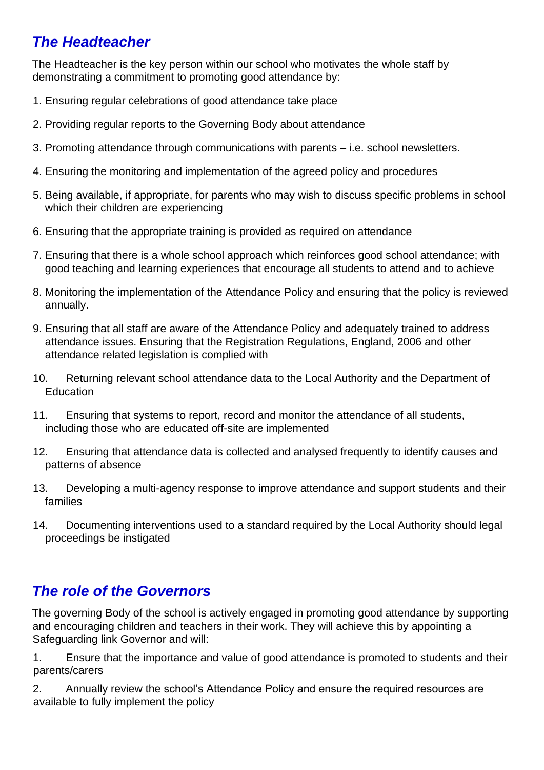## *The Headteacher*

The Headteacher is the key person within our school who motivates the whole staff by demonstrating a commitment to promoting good attendance by:

1. Ensuring regular celebrations of good attendance take place
2. Providing regular reports to the Governing Body about attendance
3. Promoting attendance through communications with parents – i.e. school newsletters.
4. Ensuring the monitoring and implementation of the agreed policy and procedures
5. Being available, if appropriate, for parents who may wish to discuss specific problems in school which their children are experiencing
6. Ensuring that the appropriate training is provided as required on attendance
7. Ensuring that there is a whole school approach which reinforces good school attendance; with good teaching and learning experiences that encourage all students to attend and to achieve
8. Monitoring the implementation of the Attendance Policy and ensuring that the policy is reviewed annually.
9. Ensuring that all staff are aware of the Attendance Policy and adequately trained to address attendance issues. Ensuring that the Registration Regulations, England, 2006 and other attendance related legislation is complied with
10. Returning relevant school attendance data to the Local Authority and the Department of Education
11. Ensuring that systems to report, record and monitor the attendance of all students, including those who are educated off-site are implemented
12. Ensuring that attendance data is collected and analysed frequently to identify causes and patterns of absence
13. Developing a multi-agency response to improve attendance and support students and their families
14. Documenting interventions used to a standard required by the Local Authority should legal proceedings be instigated

## *The role of the Governors*

The governing Body of the school is actively engaged in promoting good attendance by supporting and encouraging children and teachers in their work. They will achieve this by appointing a Safeguarding link Governor and will:

1. Ensure that the importance and value of good attendance is promoted to students and their parents/carers
2. Annually review the school's Attendance Policy and ensure the required resources are available to fully implement the policy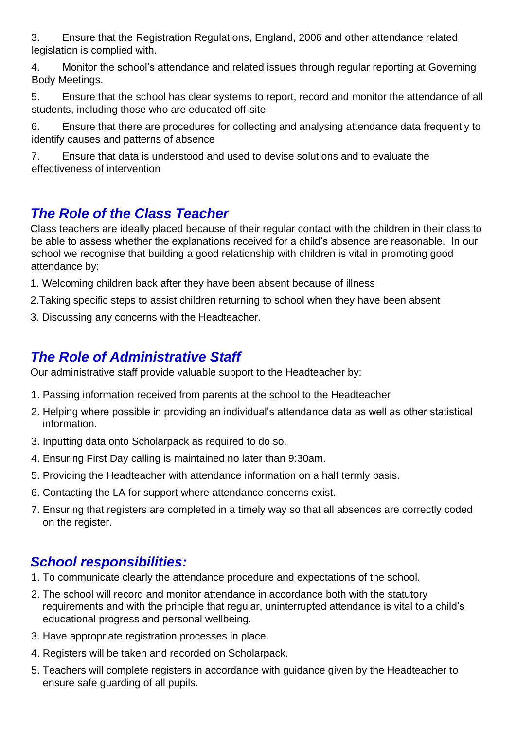3. Ensure that the Registration Regulations, England, 2006 and other attendance related legislation is complied with.

4. Monitor the school's attendance and related issues through regular reporting at Governing Body Meetings.

5. Ensure that the school has clear systems to report, record and monitor the attendance of all students, including those who are educated off-site

6. Ensure that there are procedures for collecting and analysing attendance data frequently to identify causes and patterns of absence

7. Ensure that data is understood and used to devise solutions and to evaluate the effectiveness of intervention

## *The Role of the Class Teacher*

Class teachers are ideally placed because of their regular contact with the children in their class to be able to assess whether the explanations received for a child's absence are reasonable. In our school we recognise that building a good relationship with children is vital in promoting good attendance by:

1. Welcoming children back after they have been absent because of illness
2. Taking specific steps to assist children returning to school when they have been absent
3. Discussing any concerns with the Headteacher.

## *The Role of Administrative Staff*

Our administrative staff provide valuable support to the Headteacher by:

1. Passing information received from parents at the school to the Headteacher
2. Helping where possible in providing an individual's attendance data as well as other statistical information.
3. Inputting data onto Scholarpack as required to do so.
4. Ensuring First Day calling is maintained no later than 9:30am.
5. Providing the Headteacher with attendance information on a half termly basis.
6. Contacting the LA for support where attendance concerns exist.
7. Ensuring that registers are completed in a timely way so that all absences are correctly coded on the register.

## *School responsibilities:*

1. To communicate clearly the attendance procedure and expectations of the school.
2. The school will record and monitor attendance in accordance both with the statutory requirements and with the principle that regular, uninterrupted attendance is vital to a child's educational progress and personal wellbeing.
3. Have appropriate registration processes in place.
4. Registers will be taken and recorded on Scholarpack.
5. Teachers will complete registers in accordance with guidance given by the Headteacher to ensure safe guarding of all pupils.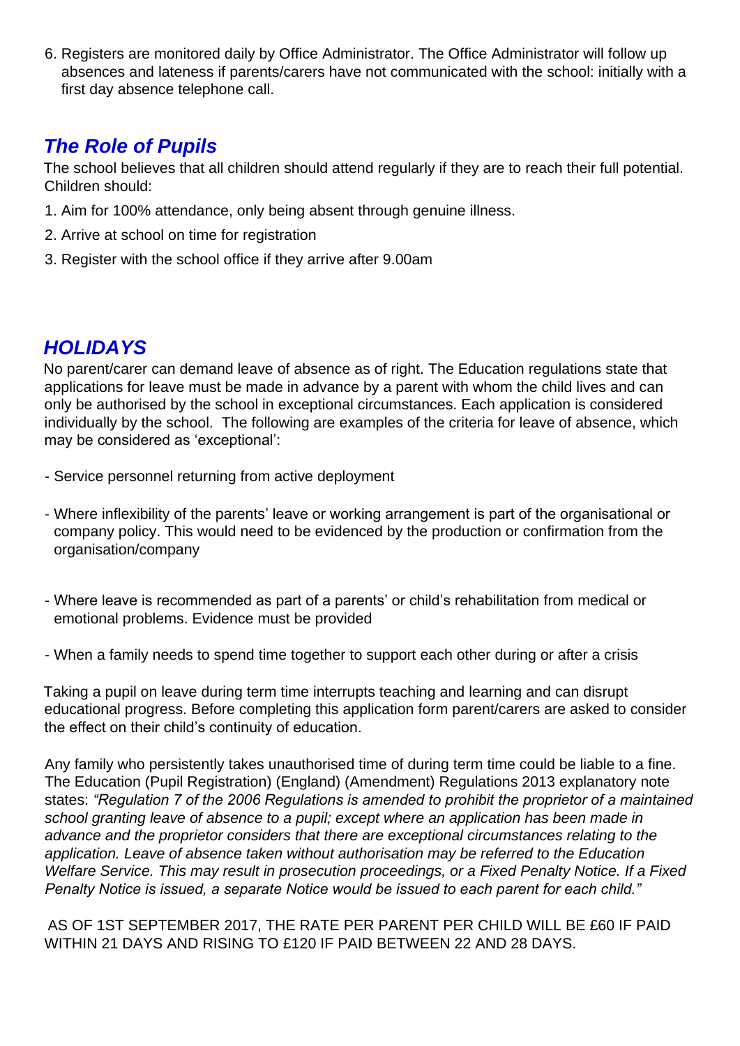6. Registers are monitored daily by Office Administrator. The Office Administrator will follow up absences and lateness if parents/carers have not communicated with the school: initially with a first day absence telephone call.

## *The Role of Pupils*

The school believes that all children should attend regularly if they are to reach their full potential. Children should:

1. Aim for 100% attendance, only being absent through genuine illness.
2. Arrive at school on time for registration
3. Register with the school office if they arrive after 9.00am

## *HOLIDAYS*

No parent/carer can demand leave of absence as of right. The Education regulations state that applications for leave must be made in advance by a parent with whom the child lives and can only be authorised by the school in exceptional circumstances. Each application is considered individually by the school. The following are examples of the criteria for leave of absence, which may be considered as 'exceptional':

- Service personnel returning from active deployment
- Where inflexibility of the parents' leave or working arrangement is part of the organisational or company policy. This would need to be evidenced by the production or confirmation from the organisation/company
- Where leave is recommended as part of a parents' or child's rehabilitation from medical or emotional problems. Evidence must be provided
- When a family needs to spend time together to support each other during or after a crisis

Taking a pupil on leave during term time interrupts teaching and learning and can disrupt educational progress. Before completing this application form parent/carers are asked to consider the effect on their child's continuity of education.

Any family who persistently takes unauthorised time of during term time could be liable to a fine. The Education (Pupil Registration) (England) (Amendment) Regulations 2013 explanatory note states: *"Regulation 7 of the 2006 Regulations is amended to prohibit the proprietor of a maintained school granting leave of absence to a pupil; except where an application has been made in advance and the proprietor considers that there are exceptional circumstances relating to the application. Leave of absence taken without authorisation may be referred to the Education Welfare Service. This may result in prosecution proceedings, or a Fixed Penalty Notice. If a Fixed Penalty Notice is issued, a separate Notice would be issued to each parent for each child."*

AS OF 1ST SEPTEMBER 2017, THE RATE PER PARENT PER CHILD WILL BE £60 IF PAID WITHIN 21 DAYS AND RISING TO £120 IF PAID BETWEEN 22 AND 28 DAYS.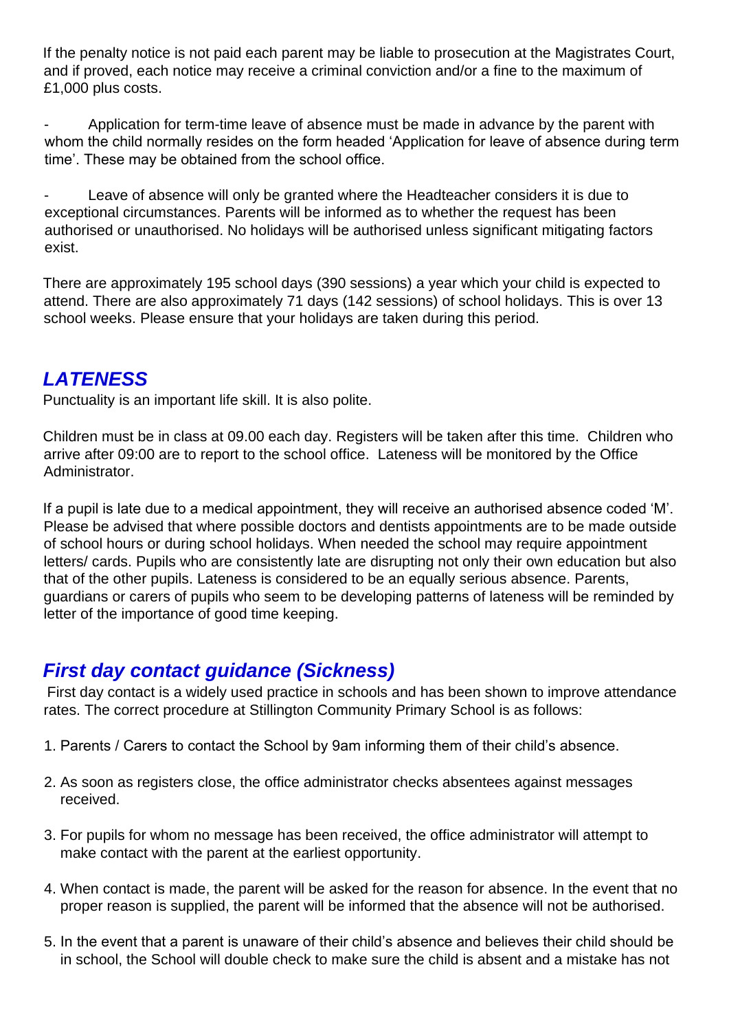If the penalty notice is not paid each parent may be liable to prosecution at the Magistrates Court, and if proved, each notice may receive a criminal conviction and/or a fine to the maximum of £1,000 plus costs.

- Application for term-time leave of absence must be made in advance by the parent with whom the child normally resides on the form headed 'Application for leave of absence during term time'. These may be obtained from the school office.

- Leave of absence will only be granted where the Headteacher considers it is due to exceptional circumstances. Parents will be informed as to whether the request has been authorised or unauthorised. No holidays will be authorised unless significant mitigating factors exist.

There are approximately 195 school days (390 sessions) a year which your child is expected to attend. There are also approximately 71 days (142 sessions) of school holidays. This is over 13 school weeks. Please ensure that your holidays are taken during this period.

## *LATENESS*

Punctuality is an important life skill. It is also polite.

Children must be in class at 09.00 each day. Registers will be taken after this time. Children who arrive after 09:00 are to report to the school office. Lateness will be monitored by the Office Administrator.

If a pupil is late due to a medical appointment, they will receive an authorised absence coded 'M'. Please be advised that where possible doctors and dentists appointments are to be made outside of school hours or during school holidays. When needed the school may require appointment letters/ cards. Pupils who are consistently late are disrupting not only their own education but also that of the other pupils. Lateness is considered to be an equally serious absence. Parents, guardians or carers of pupils who seem to be developing patterns of lateness will be reminded by letter of the importance of good time keeping.

## *First day contact guidance (Sickness)*

First day contact is a widely used practice in schools and has been shown to improve attendance rates. The correct procedure at Stillington Community Primary School is as follows:

1. Parents / Carers to contact the School by 9am informing them of their child's absence.

2. As soon as registers close, the office administrator checks absentees against messages received.

3. For pupils for whom no message has been received, the office administrator will attempt to make contact with the parent at the earliest opportunity.

4. When contact is made, the parent will be asked for the reason for absence. In the event that no proper reason is supplied, the parent will be informed that the absence will not be authorised.

5. In the event that a parent is unaware of their child's absence and believes their child should be in school, the School will double check to make sure the child is absent and a mistake has not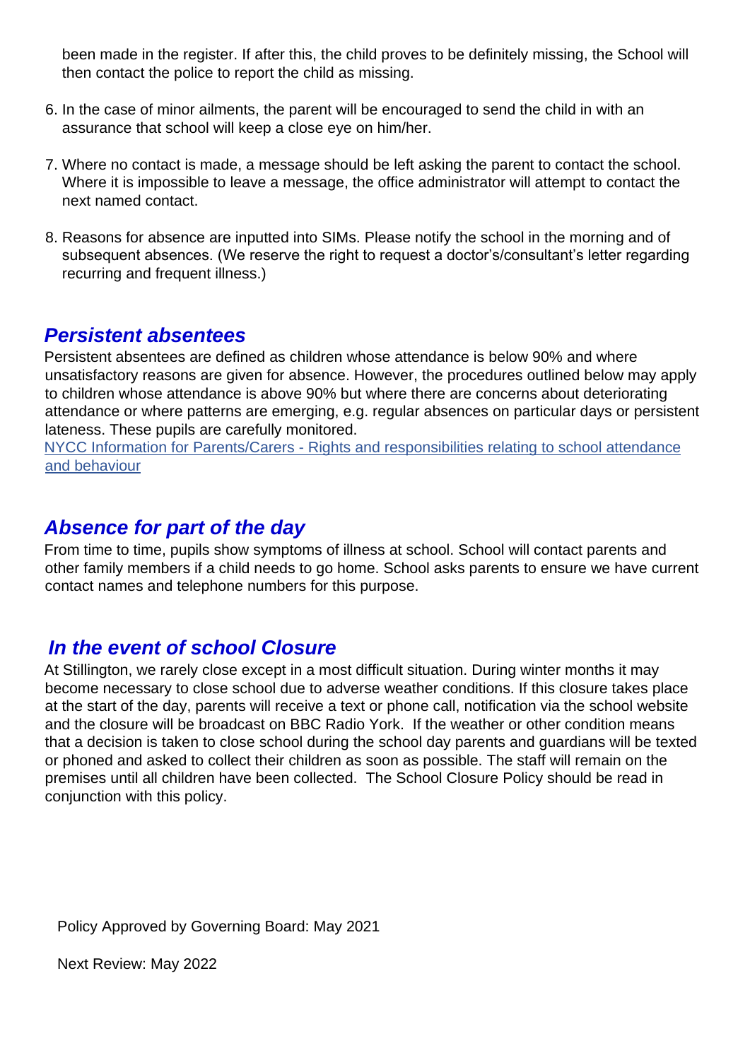been made in the register. If after this, the child proves to be definitely missing, the School will then contact the police to report the child as missing.

6. In the case of minor ailments, the parent will be encouraged to send the child in with an assurance that school will keep a close eye on him/her.

7. Where no contact is made, a message should be left asking the parent to contact the school. Where it is impossible to leave a message, the office administrator will attempt to contact the next named contact.

8. Reasons for absence are inputted into SIMs. Please notify the school in the morning and of subsequent absences. (We reserve the right to request a doctor's/consultant's letter regarding recurring and frequent illness.)

## *Persistent absentees*

Persistent absentees are defined as children whose attendance is below 90% and where unsatisfactory reasons are given for absence. However, the procedures outlined below may apply to children whose attendance is above 90% but where there are concerns about deteriorating attendance or where patterns are emerging, e.g. regular absences on particular days or persistent lateness. These pupils are carefully monitored.

NYCC Information for Parents/Carers - Rights and responsibilities relating to school attendance and behaviour

## *Absence for part of the day*

From time to time, pupils show symptoms of illness at school. School will contact parents and other family members if a child needs to go home. School asks parents to ensure we have current contact names and telephone numbers for this purpose.

## *In the event of school Closure*

At Stillington, we rarely close except in a most difficult situation. During winter months it may become necessary to close school due to adverse weather conditions. If this closure takes place at the start of the day, parents will receive a text or phone call, notification via the school website and the closure will be broadcast on BBC Radio York. If the weather or other condition means that a decision is taken to close school during the school day parents and guardians will be texted or phoned and asked to collect their children as soon as possible. The staff will remain on the premises until all children have been collected. The School Closure Policy should be read in conjunction with this policy.

Policy Approved by Governing Board: May 2021

Next Review: May 2022